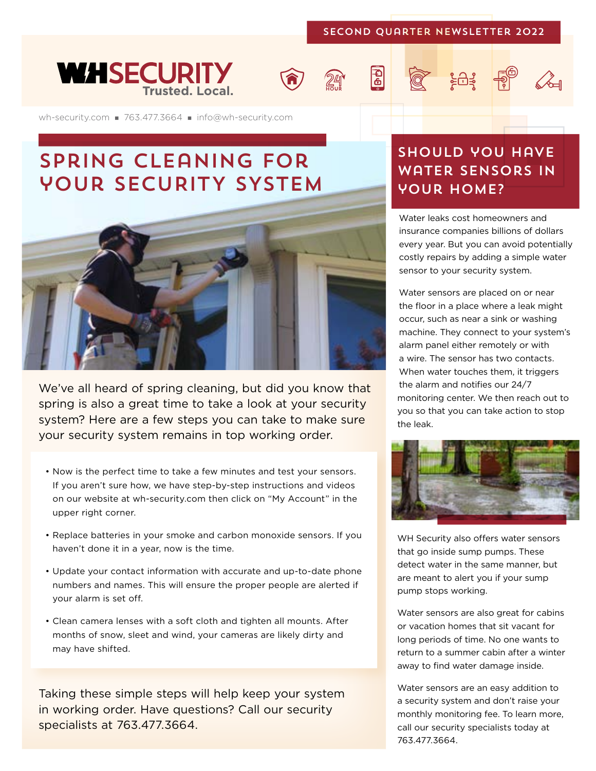SECOND QUARTER NEWSLETTER 2022

**WHSECURITY** Trusted. Local.

wh-security.com ▪ 763.477.3664 ▪ info@wh-security.com

# SPRING CLEANING FOR YOUR SECURITY SYSTEM

We've all heard of spring cleaning, but did you know that spring is also a great time to take a look at your security system? Here are a few steps you can take to make sure your security system remains in top working order.

- Now is the perfect time to take a few minutes and test your sensors. If you aren't sure how, we have step-by-step instructions and videos on our website at wh-security.com then click on "My Account" in the upper right corner.
- Replace batteries in your smoke and carbon monoxide sensors. If you haven't done it in a year, now is the time.
- Update your contact information with accurate and up-to-date phone numbers and names. This will ensure the proper people are alerted if your alarm is set off.
- Clean camera lenses with a soft cloth and tighten all mounts. After months of snow, sleet and wind, your cameras are likely dirty and may have shifted.

Taking these simple steps will help keep your system in working order. Have questions? Call our security specialists at 763.477.3664.

# SHOULD YOU HAVE WATER SENSORS IN YOUR HOME?

Water leaks cost homeowners and insurance companies billions of dollars every year. But you can avoid potentially costly repairs by adding a simple water sensor to your security system.

Water sensors are placed on or near the floor in a place where a leak might occur, such as near a sink or washing machine. They connect to your system's alarm panel either remotely or with a wire. The sensor has two contacts. When water touches them, it triggers the alarm and notifies our 24/7 monitoring center. We then reach out to you so that you can take action to stop the leak.

WH Security also offers water sensors that go inside sump pumps. These detect water in the same manner, but are meant to alert you if your sump pump stops working.

Water sensors are also great for cabins or vacation homes that sit vacant for long periods of time. No one wants to return to a summer cabin after a winter away to find water damage inside.

Water sensors are an easy addition to a security system and don't raise your monthly monitoring fee. To learn more, call our security specialists today at 763.477.3664.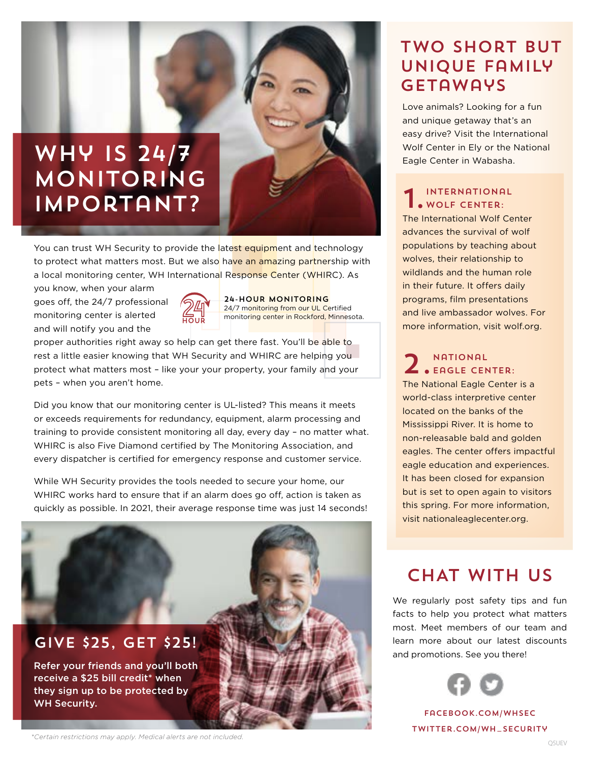# WHY IS 24/7 MONITORING IMPORTANT?

You can trust WH Security to provide the latest equipment and technology to protect what matters most. But we also have an amazing partnership with a local monitoring center, WH International Response Center (WHIRC). As you know, when your alarm goes off, the 24/7 professional monitoring center is alerted and will notify you and the proper authorities right away so help can get there fast. You'll be able to rest a little easier knowing that WH Security and WHIRC are helping you protect what matters most – like your your property, your family and your pets – when you aren't home.

**24-HOUR MONITORING**
24/7 monitoring from our UL Certified monitoring center in Rockford, Minnesota.

Did you know that our monitoring center is UL-listed? This means it meets or exceeds requirements for redundancy, equipment, alarm processing and training to provide consistent monitoring all day, every day – no matter what. WHIRC is also Five Diamond certified by The Monitoring Association, and every dispatcher is certified for emergency response and customer service.

While WH Security provides the tools needed to secure your home, our WHIRC works hard to ensure that if an alarm does go off, action is taken as quickly as possible. In 2021, their average response time was just 14 seconds!

## GIVE $25, GET $25!

Refer your friends and you'll both receive a $25 bill credit* when they sign up to be protected by WH Security.

*Certain restrictions may apply. Medical alerts are not included.

# TWO SHORT BUT UNIQUE FAMILY GETAWAYS

Love animals? Looking for a fun and unique getaway that's an easy drive? Visit the International Wolf Center in Ely or the National Eagle Center in Wabasha.

### 1. INTERNATIONAL WOLF CENTER:

The International Wolf Center advances the survival of wolf populations by teaching about wolves, their relationship to wildlands and the human role in their future. It offers daily programs, film presentations and live ambassador wolves. For more information, visit wolf.org.

### 2. NATIONAL EAGLE CENTER:

The National Eagle Center is a world-class interpretive center located on the banks of the Mississippi River. It is home to non-releasable bald and golden eagles. The center offers impactful eagle education and experiences. It has been closed for expansion but is set to open again to visitors this spring. For more information, visit nationaleaglecenter.org.

# CHAT WITH US

We regularly post safety tips and fun facts to help you protect what matters most. Meet members of our team and learn more about our latest discounts and promotions. See you there!

FACEBOOK.COM/WHSEC
TWITTER.COM/WH_SECURITY

Q5UEV